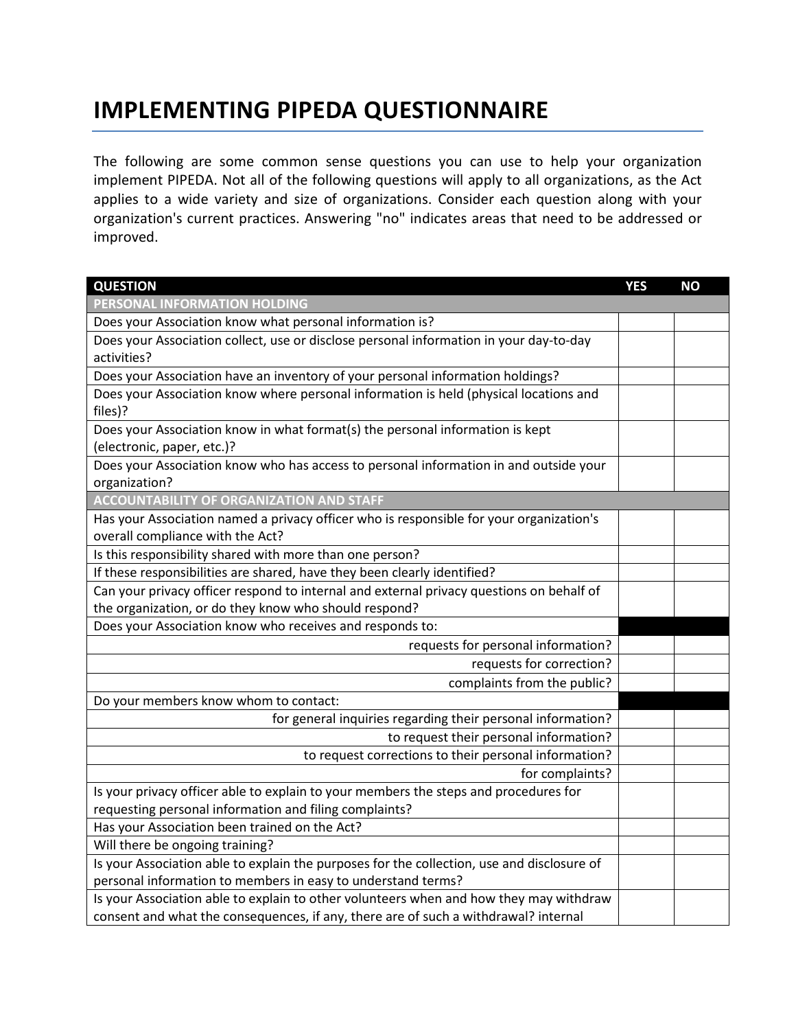# IMPLEMENTING PIPEDA QUESTIONNAIRE

The following are some common sense questions you can use to help your organization implement PIPEDA. Not all of the following questions will apply to all organizations, as the Act applies to a wide variety and size of organizations. Consider each question along with your organization's current practices. Answering "no" indicates areas that need to be addressed or improved.

| QUESTION | YES | NO |
|---|---|---|
| **PERSONAL INFORMATION HOLDING** | | |
| Does your Association know what personal information is? | | |
| Does your Association collect, use or disclose personal information in your day-to-day activities? | | |
| Does your Association have an inventory of your personal information holdings? | | |
| Does your Association know where personal information is held (physical locations and files)? | | |
| Does your Association know in what format(s) the personal information is kept (electronic, paper, etc.)? | | |
| Does your Association know who has access to personal information in and outside your organization? | | |
| **ACCOUNTABILITY OF ORGANIZATION AND STAFF** | | |
| Has your Association named a privacy officer who is responsible for your organization's overall compliance with the Act? | | |
| Is this responsibility shared with more than one person? | | |
| If these responsibilities are shared, have they been clearly identified? | | |
| Can your privacy officer respond to internal and external privacy questions on behalf of the organization, or do they know who should respond? | | |
| Does your Association know who receives and responds to: | | |
| requests for personal information? | | |
| requests for correction? | | |
| complaints from the public? | | |
| Do your members know whom to contact: | | |
| for general inquiries regarding their personal information? | | |
| to request their personal information? | | |
| to request corrections to their personal information? | | |
| for complaints? | | |
| Is your privacy officer able to explain to your members the steps and procedures for requesting personal information and filing complaints? | | |
| Has your Association been trained on the Act? | | |
| Will there be ongoing training? | | |
| Is your Association able to explain the purposes for the collection, use and disclosure of personal information to members in easy to understand terms? | | |
| Is your Association able to explain to other volunteers when and how they may withdraw consent and what the consequences, if any, there are of such a withdrawal? internal | | |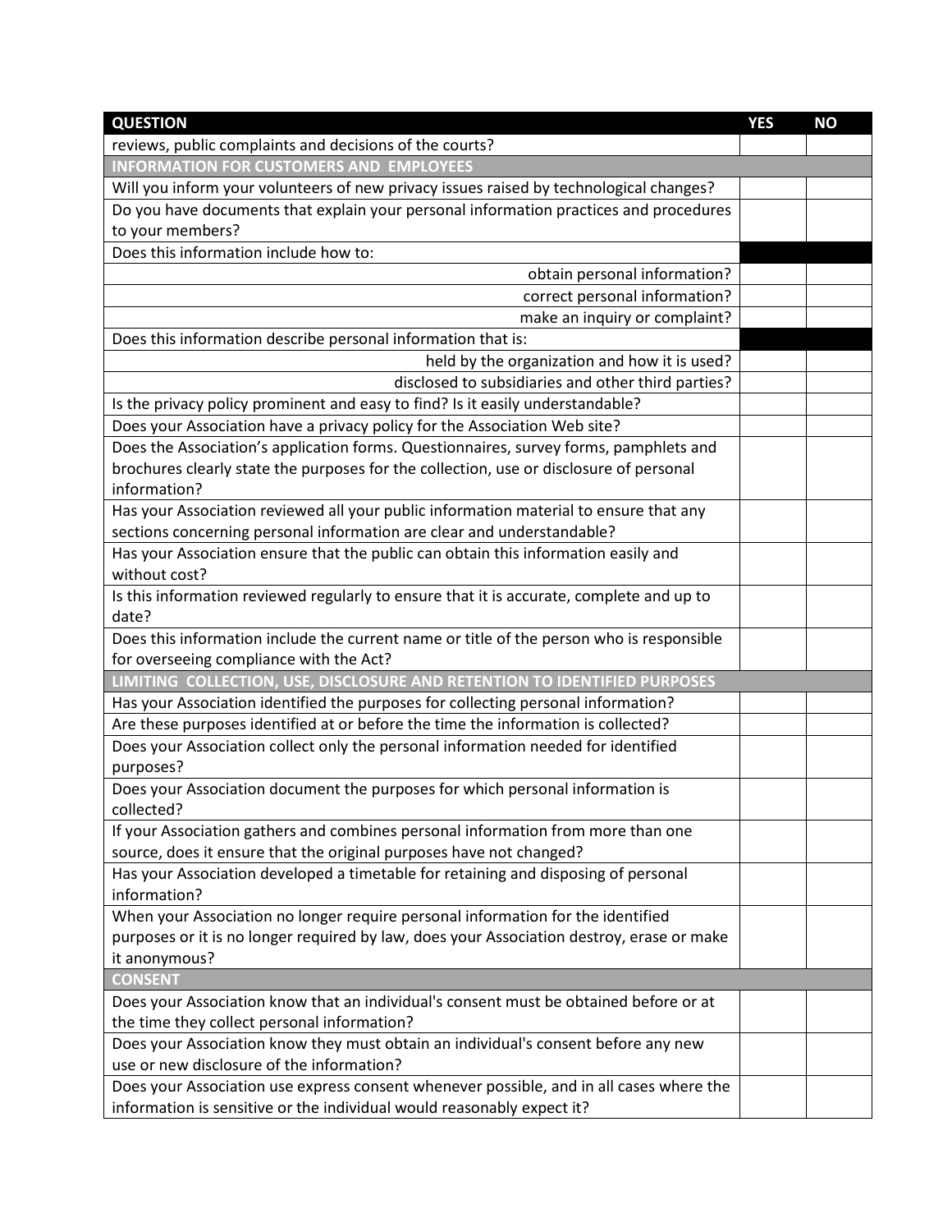| QUESTION | YES | NO |
|---|---|---|
| reviews, public complaints and decisions of the courts? | | |
| **INFORMATION FOR CUSTOMERS AND EMPLOYEES** | | |
| Will you inform your volunteers of new privacy issues raised by technological changes? | | |
| Do you have documents that explain your personal information practices and procedures to your members? | | |
| Does this information include how to: | | |
| obtain personal information? | | |
| correct personal information? | | |
| make an inquiry or complaint? | | |
| Does this information describe personal information that is: | | |
| held by the organization and how it is used? | | |
| disclosed to subsidiaries and other third parties? | | |
| Is the privacy policy prominent and easy to find? Is it easily understandable? | | |
| Does your Association have a privacy policy for the Association Web site? | | |
| Does the Association's application forms. Questionnaires, survey forms, pamphlets and brochures clearly state the purposes for the collection, use or disclosure of personal information? | | |
| Has your Association reviewed all your public information material to ensure that any sections concerning personal information are clear and understandable? | | |
| Has your Association ensure that the public can obtain this information easily and without cost? | | |
| Is this information reviewed regularly to ensure that it is accurate, complete and up to date? | | |
| Does this information include the current name or title of the person who is responsible for overseeing compliance with the Act? | | |
| **LIMITING COLLECTION, USE, DISCLOSURE AND RETENTION TO IDENTIFIED PURPOSES** | | |
| Has your Association identified the purposes for collecting personal information? | | |
| Are these purposes identified at or before the time the information is collected? | | |
| Does your Association collect only the personal information needed for identified purposes? | | |
| Does your Association document the purposes for which personal information is collected? | | |
| If your Association gathers and combines personal information from more than one source, does it ensure that the original purposes have not changed? | | |
| Has your Association developed a timetable for retaining and disposing of personal information? | | |
| When your Association no longer require personal information for the identified purposes or it is no longer required by law, does your Association destroy, erase or make it anonymous? | | |
| **CONSENT** | | |
| Does your Association know that an individual's consent must be obtained before or at the time they collect personal information? | | |
| Does your Association know they must obtain an individual's consent before any new use or new disclosure of the information? | | |
| Does your Association use express consent whenever possible, and in all cases where the information is sensitive or the individual would reasonably expect it? | | |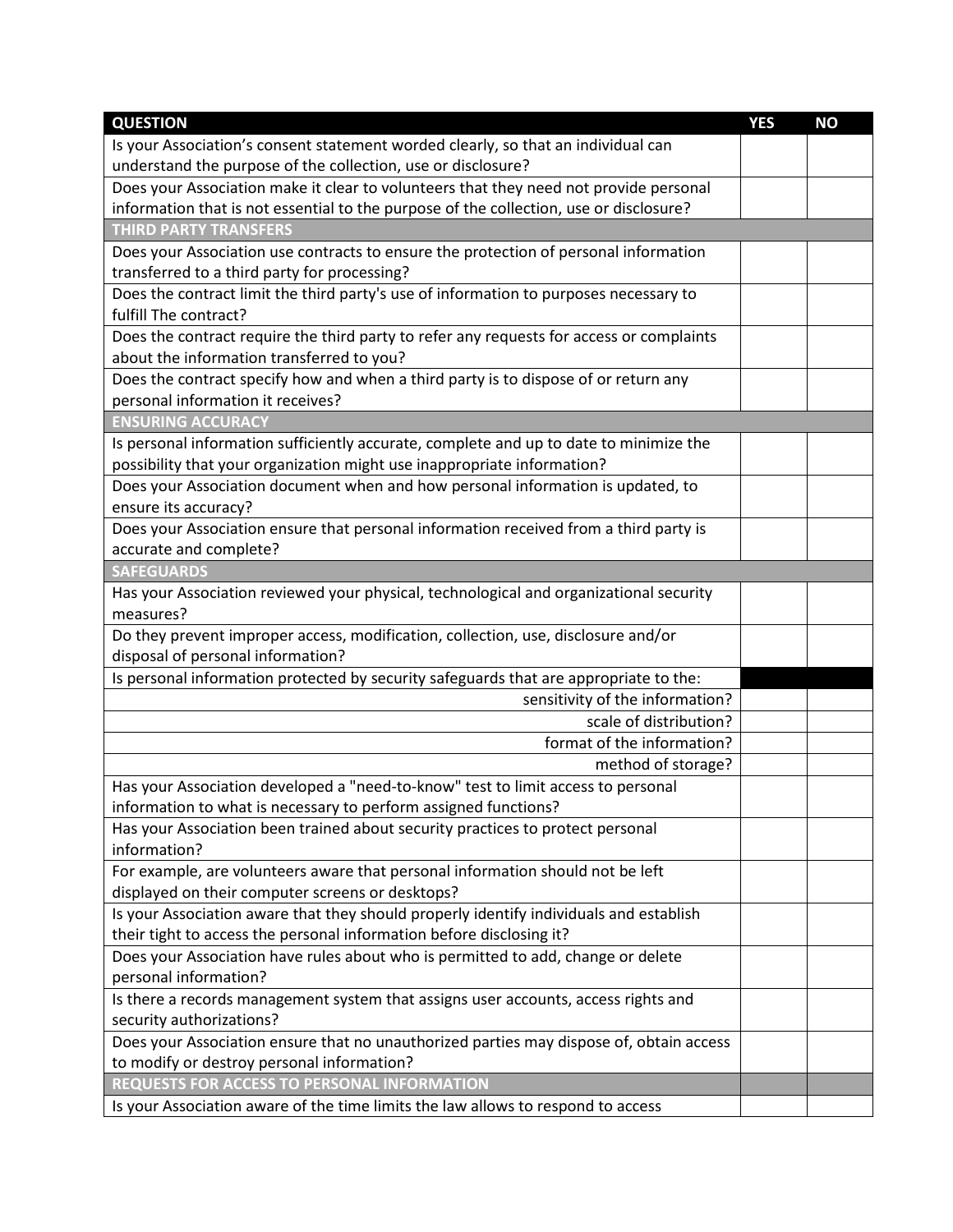| QUESTION | YES | NO |
|---|---|---|
| Is your Association's consent statement worded clearly, so that an individual can understand the purpose of the collection, use or disclosure? | | |
| Does your Association make it clear to volunteers that they need not provide personal information that is not essential to the purpose of the collection, use or disclosure? | | |
| **THIRD PARTY TRANSFERS** | | |
| Does your Association use contracts to ensure the protection of personal information transferred to a third party for processing? | | |
| Does the contract limit the third party's use of information to purposes necessary to fulfill The contract? | | |
| Does the contract require the third party to refer any requests for access or complaints about the information transferred to you? | | |
| Does the contract specify how and when a third party is to dispose of or return any personal information it receives? | | |
| **ENSURING ACCURACY** | | |
| Is personal information sufficiently accurate, complete and up to date to minimize the possibility that your organization might use inappropriate information? | | |
| Does your Association document when and how personal information is updated, to ensure its accuracy? | | |
| Does your Association ensure that personal information received from a third party is accurate and complete? | | |
| **SAFEGUARDS** | | |
| Has your Association reviewed your physical, technological and organizational security measures? | | |
| Do they prevent improper access, modification, collection, use, disclosure and/or disposal of personal information? | | |
| Is personal information protected by security safeguards that are appropriate to the: | | |
| sensitivity of the information? | | |
| scale of distribution? | | |
| format of the information? | | |
| method of storage? | | |
| Has your Association developed a "need-to-know" test to limit access to personal information to what is necessary to perform assigned functions? | | |
| Has your Association been trained about security practices to protect personal information? | | |
| For example, are volunteers aware that personal information should not be left displayed on their computer screens or desktops? | | |
| Is your Association aware that they should properly identify individuals and establish their tight to access the personal information before disclosing it? | | |
| Does your Association have rules about who is permitted to add, change or delete personal information? | | |
| Is there a records management system that assigns user accounts, access rights and security authorizations? | | |
| Does your Association ensure that no unauthorized parties may dispose of, obtain access to modify or destroy personal information? | | |
| **REQUESTS FOR ACCESS TO PERSONAL INFORMATION** | | |
| Is your Association aware of the time limits the law allows to respond to access | | |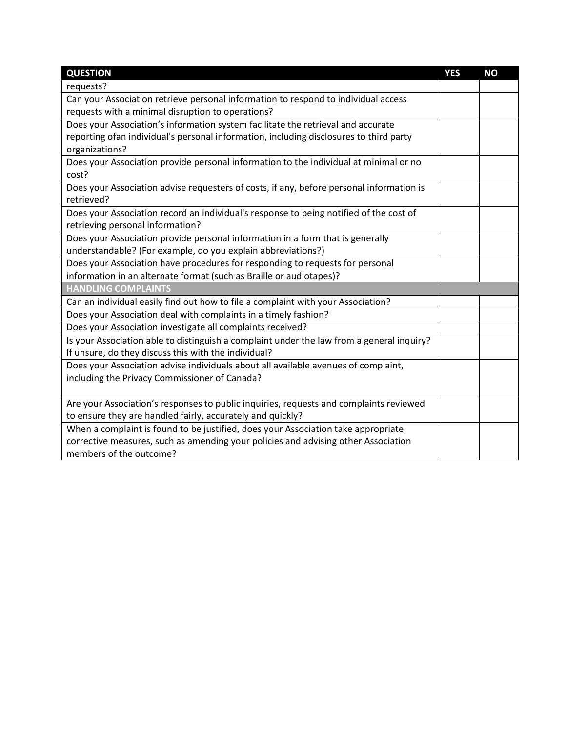| QUESTION | YES | NO |
|---|---|---|
| requests? | | |
| Can your Association retrieve personal information to respond to individual access requests with a minimal disruption to operations? | | |
| Does your Association's information system facilitate the retrieval and accurate reporting ofan individual's personal information, including disclosures to third party organizations? | | |
| Does your Association provide personal information to the individual at minimal or no cost? | | |
| Does your Association advise requesters of costs, if any, before personal information is retrieved? | | |
| Does your Association record an individual's response to being notified of the cost of retrieving personal information? | | |
| Does your Association provide personal information in a form that is generally understandable? (For example, do you explain abbreviations?) | | |
| Does your Association have procedures for responding to requests for personal information in an alternate format (such as Braille or audiotapes)? | | |
| **HANDLING COMPLAINTS** | | |
| Can an individual easily find out how to file a complaint with your Association? | | |
| Does your Association deal with complaints in a timely fashion? | | |
| Does your Association investigate all complaints received? | | |
| Is your Association able to distinguish a complaint under the law from a general inquiry? If unsure, do they discuss this with the individual? | | |
| Does your Association advise individuals about all available avenues of complaint, including the Privacy Commissioner of Canada? | | |
| Are your Association's responses to public inquiries, requests and complaints reviewed to ensure they are handled fairly, accurately and quickly? | | |
| When a complaint is found to be justified, does your Association take appropriate corrective measures, such as amending your policies and advising other Association members of the outcome? | | |